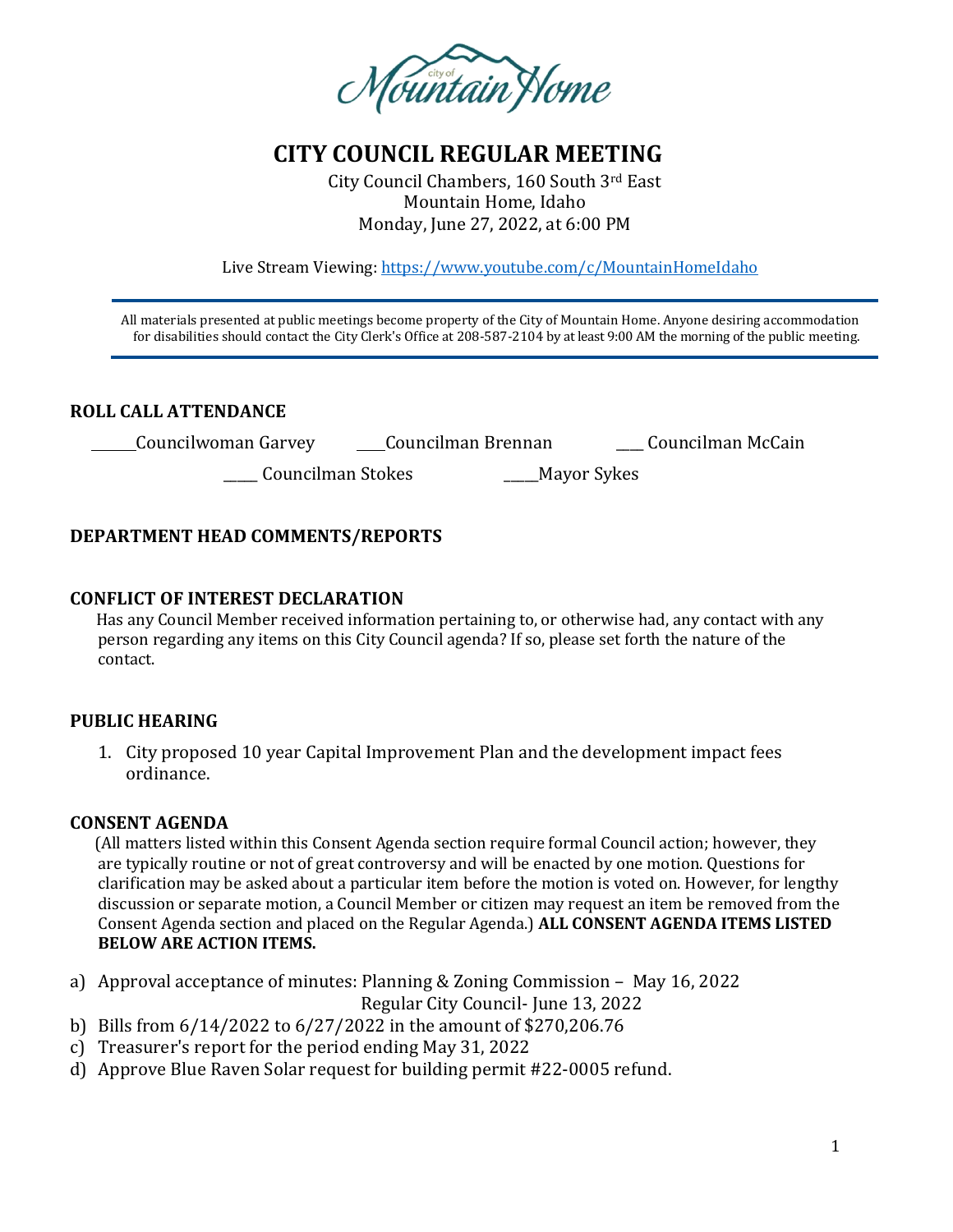# CITY COUNCIL REGULAR MEETING

City Council Chambers, 160 South 3rd East
Mountain Home, Idaho
Monday, June 27, 2022, at 6:00 PM

Live Stream Viewing: https://www.youtube.com/c/MountainHomeIdaho

All materials presented at public meetings become property of the City of Mountain Home. Anyone desiring accommodation for disabilities should contact the City Clerk's Office at 208-587-2104 by at least 9:00 AM the morning of the public meeting.

## ROLL CALL ATTENDANCE

______Councilwoman Garvey ____Councilman Brennan ___ Councilman McCain

_____ Councilman Stokes _____Mayor Sykes

## DEPARTMENT HEAD COMMENTS/REPORTS

## CONFLICT OF INTEREST DECLARATION

Has any Council Member received information pertaining to, or otherwise had, any contact with any person regarding any items on this City Council agenda? If so, please set forth the nature of the contact.

## PUBLIC HEARING

1. City proposed 10 year Capital Improvement Plan and the development impact fees ordinance.

## CONSENT AGENDA

(All matters listed within this Consent Agenda section require formal Council action; however, they are typically routine or not of great controversy and will be enacted by one motion. Questions for clarification may be asked about a particular item before the motion is voted on. However, for lengthy discussion or separate motion, a Council Member or citizen may request an item be removed from the Consent Agenda section and placed on the Regular Agenda.) **ALL CONSENT AGENDA ITEMS LISTED BELOW ARE ACTION ITEMS.**

a) Approval acceptance of minutes: Planning & Zoning Commission – May 16, 2022
   Regular City Council- June 13, 2022
b) Bills from 6/14/2022 to 6/27/2022 in the amount of $270,206.76
c) Treasurer's report for the period ending May 31, 2022
d) Approve Blue Raven Solar request for building permit #22-0005 refund.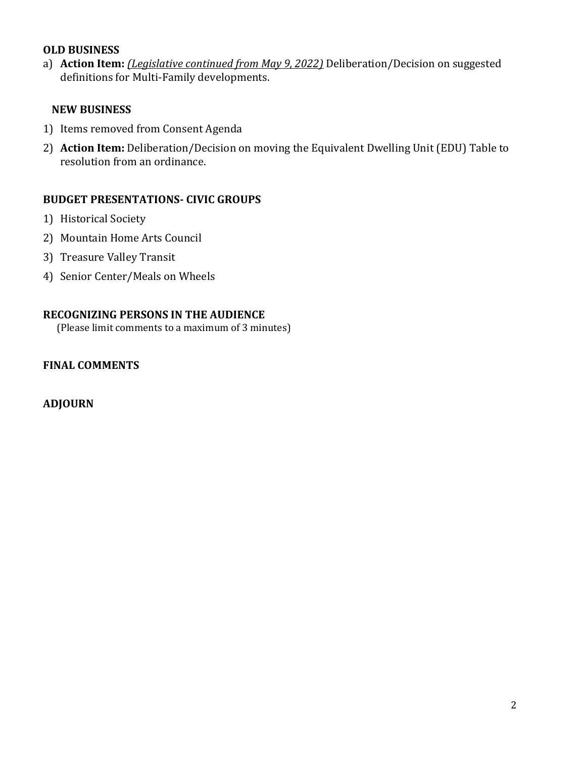**OLD BUSINESS**

a) **Action Item:** *(Legislative continued from May 9, 2022)* Deliberation/Decision on suggested definitions for Multi-Family developments.

**NEW BUSINESS**

1) Items removed from Consent Agenda
2) **Action Item:** Deliberation/Decision on moving the Equivalent Dwelling Unit (EDU) Table to resolution from an ordinance.

**BUDGET PRESENTATIONS- CIVIC GROUPS**

1) Historical Society
2) Mountain Home Arts Council
3) Treasure Valley Transit
4) Senior Center/Meals on Wheels

**RECOGNIZING PERSONS IN THE AUDIENCE**

(Please limit comments to a maximum of 3 minutes)

**FINAL COMMENTS**

**ADJOURN**